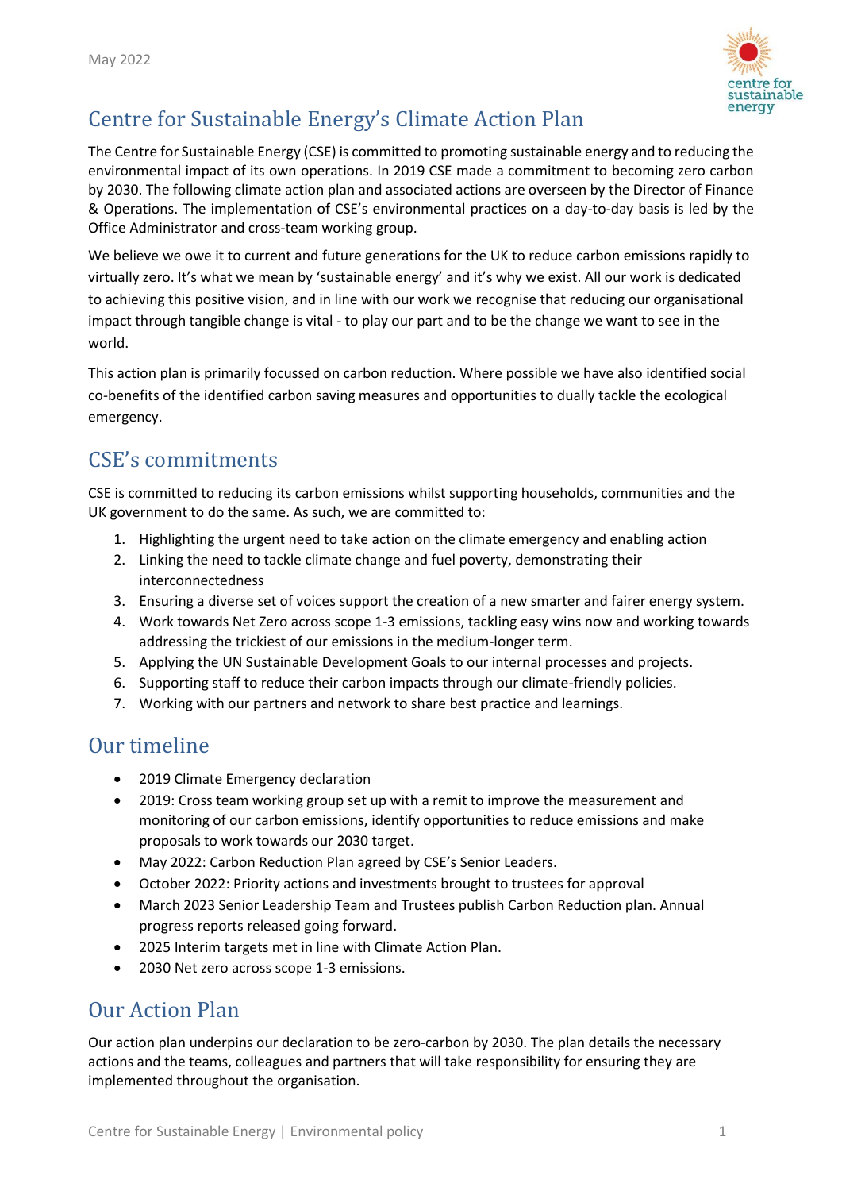May 2022

# Centre for Sustainable Energy's Climate Action Plan

The Centre for Sustainable Energy (CSE) is committed to promoting sustainable energy and to reducing the environmental impact of its own operations. In 2019 CSE made a commitment to becoming zero carbon by 2030. The following climate action plan and associated actions are overseen by the Director of Finance & Operations. The implementation of CSE's environmental practices on a day-to-day basis is led by the Office Administrator and cross-team working group.

We believe we owe it to current and future generations for the UK to reduce carbon emissions rapidly to virtually zero. It's what we mean by 'sustainable energy' and it's why we exist. All our work is dedicated to achieving this positive vision, and in line with our work we recognise that reducing our organisational impact through tangible change is vital - to play our part and to be the change we want to see in the world.

This action plan is primarily focussed on carbon reduction. Where possible we have also identified social co-benefits of the identified carbon saving measures and opportunities to dually tackle the ecological emergency.

## CSE's commitments

CSE is committed to reducing its carbon emissions whilst supporting households, communities and the UK government to do the same. As such, we are committed to:

1. Highlighting the urgent need to take action on the climate emergency and enabling action
2. Linking the need to tackle climate change and fuel poverty, demonstrating their interconnectedness
3. Ensuring a diverse set of voices support the creation of a new smarter and fairer energy system.
4. Work towards Net Zero across scope 1-3 emissions, tackling easy wins now and working towards addressing the trickiest of our emissions in the medium-longer term.
5. Applying the UN Sustainable Development Goals to our internal processes and projects.
6. Supporting staff to reduce their carbon impacts through our climate-friendly policies.
7. Working with our partners and network to share best practice and learnings.

## Our timeline

- 2019 Climate Emergency declaration
- 2019: Cross team working group set up with a remit to improve the measurement and monitoring of our carbon emissions, identify opportunities to reduce emissions and make proposals to work towards our 2030 target.
- May 2022: Carbon Reduction Plan agreed by CSE's Senior Leaders.
- October 2022: Priority actions and investments brought to trustees for approval
- March 2023 Senior Leadership Team and Trustees publish Carbon Reduction plan. Annual progress reports released going forward.
- 2025 Interim targets met in line with Climate Action Plan.
- 2030 Net zero across scope 1-3 emissions.

## Our Action Plan

Our action plan underpins our declaration to be zero-carbon by 2030. The plan details the necessary actions and the teams, colleagues and partners that will take responsibility for ensuring they are implemented throughout the organisation.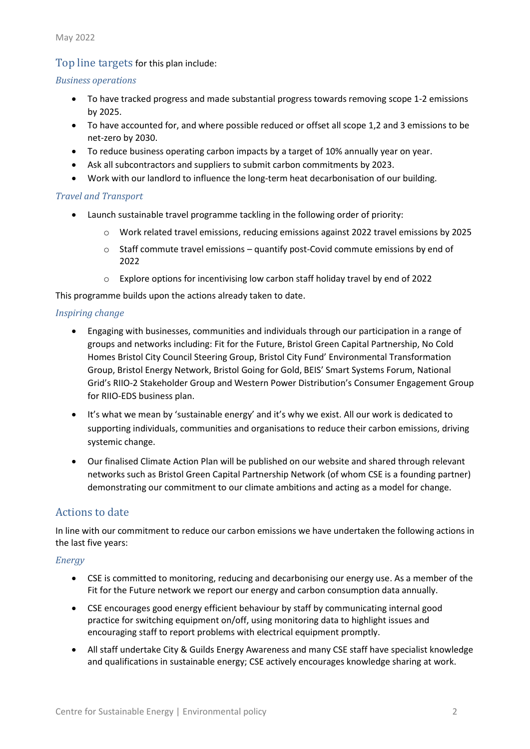## Top line targets for this plan include:

### *Business operations*

- To have tracked progress and made substantial progress towards removing scope 1-2 emissions by 2025.
- To have accounted for, and where possible reduced or offset all scope 1,2 and 3 emissions to be net-zero by 2030.
- To reduce business operating carbon impacts by a target of 10% annually year on year.
- Ask all subcontractors and suppliers to submit carbon commitments by 2023.
- Work with our landlord to influence the long-term heat decarbonisation of our building.

### *Travel and Transport*

- Launch sustainable travel programme tackling in the following order of priority:
  - Work related travel emissions, reducing emissions against 2022 travel emissions by 2025
  - Staff commute travel emissions – quantify post-Covid commute emissions by end of 2022
  - Explore options for incentivising low carbon staff holiday travel by end of 2022

This programme builds upon the actions already taken to date.

### *Inspiring change*

- Engaging with businesses, communities and individuals through our participation in a range of groups and networks including: Fit for the Future, Bristol Green Capital Partnership, No Cold Homes Bristol City Council Steering Group, Bristol City Fund' Environmental Transformation Group, Bristol Energy Network, Bristol Going for Gold, BEIS' Smart Systems Forum, National Grid's RIIO-2 Stakeholder Group and Western Power Distribution's Consumer Engagement Group for RIIO-EDS business plan.
- It's what we mean by 'sustainable energy' and it's why we exist. All our work is dedicated to supporting individuals, communities and organisations to reduce their carbon emissions, driving systemic change.
- Our finalised Climate Action Plan will be published on our website and shared through relevant networks such as Bristol Green Capital Partnership Network (of whom CSE is a founding partner) demonstrating our commitment to our climate ambitions and acting as a model for change.

## Actions to date

In line with our commitment to reduce our carbon emissions we have undertaken the following actions in the last five years:

### *Energy*

- CSE is committed to monitoring, reducing and decarbonising our energy use. As a member of the Fit for the Future network we report our energy and carbon consumption data annually.
- CSE encourages good energy efficient behaviour by staff by communicating internal good practice for switching equipment on/off, using monitoring data to highlight issues and encouraging staff to report problems with electrical equipment promptly.
- All staff undertake City & Guilds Energy Awareness and many CSE staff have specialist knowledge and qualifications in sustainable energy; CSE actively encourages knowledge sharing at work.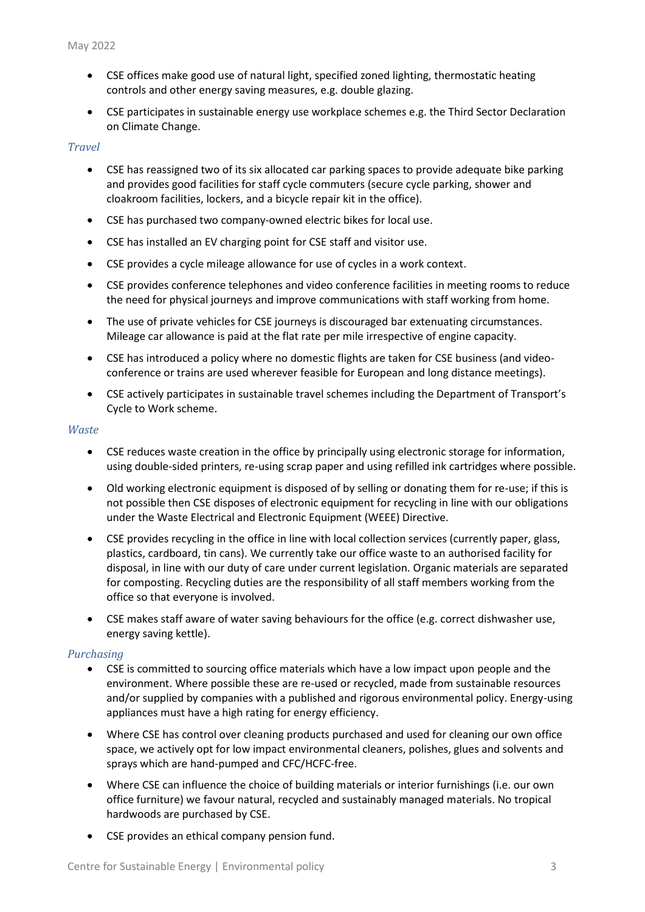- CSE offices make good use of natural light, specified zoned lighting, thermostatic heating controls and other energy saving measures, e.g. double glazing.
- CSE participates in sustainable energy use workplace schemes e.g. the Third Sector Declaration on Climate Change.

*Travel*

- CSE has reassigned two of its six allocated car parking spaces to provide adequate bike parking and provides good facilities for staff cycle commuters (secure cycle parking, shower and cloakroom facilities, lockers, and a bicycle repair kit in the office).
- CSE has purchased two company-owned electric bikes for local use.
- CSE has installed an EV charging point for CSE staff and visitor use.
- CSE provides a cycle mileage allowance for use of cycles in a work context.
- CSE provides conference telephones and video conference facilities in meeting rooms to reduce the need for physical journeys and improve communications with staff working from home.
- The use of private vehicles for CSE journeys is discouraged bar extenuating circumstances. Mileage car allowance is paid at the flat rate per mile irrespective of engine capacity.
- CSE has introduced a policy where no domestic flights are taken for CSE business (and video-conference or trains are used wherever feasible for European and long distance meetings).
- CSE actively participates in sustainable travel schemes including the Department of Transport's Cycle to Work scheme.

*Waste*

- CSE reduces waste creation in the office by principally using electronic storage for information, using double-sided printers, re-using scrap paper and using refilled ink cartridges where possible.
- Old working electronic equipment is disposed of by selling or donating them for re-use; if this is not possible then CSE disposes of electronic equipment for recycling in line with our obligations under the Waste Electrical and Electronic Equipment (WEEE) Directive.
- CSE provides recycling in the office in line with local collection services (currently paper, glass, plastics, cardboard, tin cans). We currently take our office waste to an authorised facility for disposal, in line with our duty of care under current legislation. Organic materials are separated for composting. Recycling duties are the responsibility of all staff members working from the office so that everyone is involved.
- CSE makes staff aware of water saving behaviours for the office (e.g. correct dishwasher use, energy saving kettle).

*Purchasing*

- CSE is committed to sourcing office materials which have a low impact upon people and the environment. Where possible these are re-used or recycled, made from sustainable resources and/or supplied by companies with a published and rigorous environmental policy. Energy-using appliances must have a high rating for energy efficiency.
- Where CSE has control over cleaning products purchased and used for cleaning our own office space, we actively opt for low impact environmental cleaners, polishes, glues and solvents and sprays which are hand-pumped and CFC/HCFC-free.
- Where CSE can influence the choice of building materials or interior furnishings (i.e. our own office furniture) we favour natural, recycled and sustainably managed materials. No tropical hardwoods are purchased by CSE.
- CSE provides an ethical company pension fund.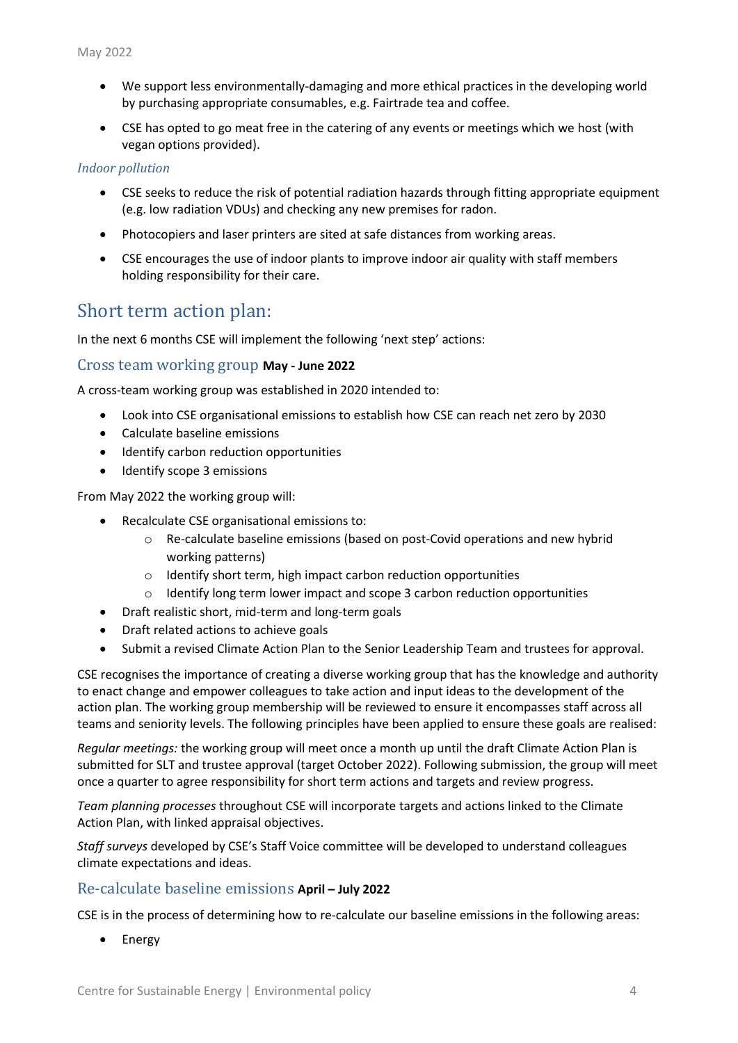- We support less environmentally-damaging and more ethical practices in the developing world by purchasing appropriate consumables, e.g. Fairtrade tea and coffee.
- CSE has opted to go meat free in the catering of any events or meetings which we host (with vegan options provided).

### *Indoor pollution*

- CSE seeks to reduce the risk of potential radiation hazards through fitting appropriate equipment (e.g. low radiation VDUs) and checking any new premises for radon.
- Photocopiers and laser printers are sited at safe distances from working areas.
- CSE encourages the use of indoor plants to improve indoor air quality with staff members holding responsibility for their care.

## Short term action plan:

In the next 6 months CSE will implement the following 'next step' actions:

### Cross team working group **May - June 2022**

A cross-team working group was established in 2020 intended to:

- Look into CSE organisational emissions to establish how CSE can reach net zero by 2030
- Calculate baseline emissions
- Identify carbon reduction opportunities
- Identify scope 3 emissions

From May 2022 the working group will:

- Recalculate CSE organisational emissions to:
  - Re-calculate baseline emissions (based on post-Covid operations and new hybrid working patterns)
  - Identify short term, high impact carbon reduction opportunities
  - Identify long term lower impact and scope 3 carbon reduction opportunities
- Draft realistic short, mid-term and long-term goals
- Draft related actions to achieve goals
- Submit a revised Climate Action Plan to the Senior Leadership Team and trustees for approval.

CSE recognises the importance of creating a diverse working group that has the knowledge and authority to enact change and empower colleagues to take action and input ideas to the development of the action plan. The working group membership will be reviewed to ensure it encompasses staff across all teams and seniority levels. The following principles have been applied to ensure these goals are realised:

*Regular meetings:* the working group will meet once a month up until the draft Climate Action Plan is submitted for SLT and trustee approval (target October 2022). Following submission, the group will meet once a quarter to agree responsibility for short term actions and targets and review progress.

*Team planning processes* throughout CSE will incorporate targets and actions linked to the Climate Action Plan, with linked appraisal objectives.

*Staff surveys* developed by CSE's Staff Voice committee will be developed to understand colleagues climate expectations and ideas.

### Re-calculate baseline emissions **April – July 2022**

CSE is in the process of determining how to re-calculate our baseline emissions in the following areas:

- Energy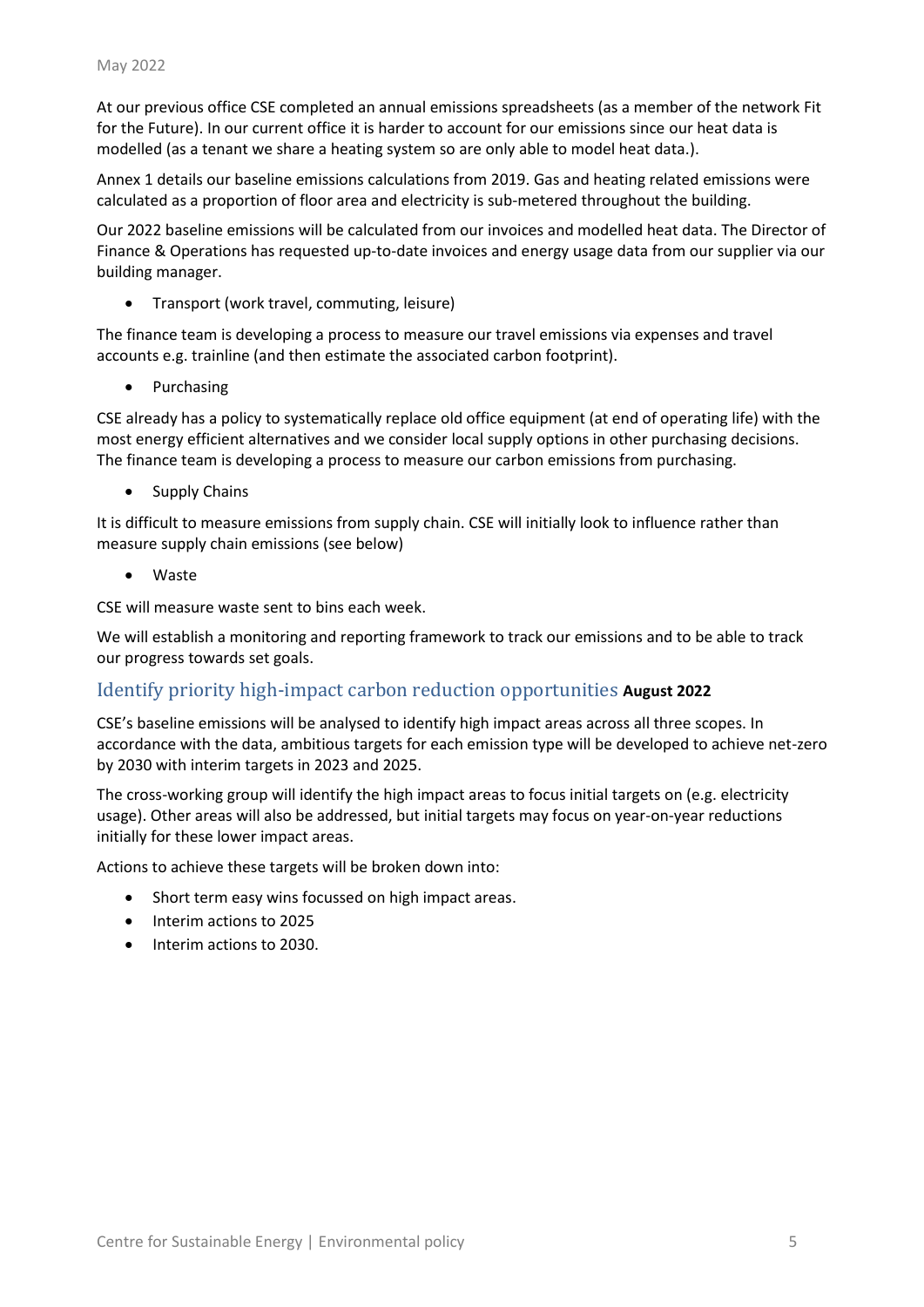At our previous office CSE completed an annual emissions spreadsheets (as a member of the network Fit for the Future). In our current office it is harder to account for our emissions since our heat data is modelled (as a tenant we share a heating system so are only able to model heat data.).

Annex 1 details our baseline emissions calculations from 2019. Gas and heating related emissions were calculated as a proportion of floor area and electricity is sub-metered throughout the building.

Our 2022 baseline emissions will be calculated from our invoices and modelled heat data. The Director of Finance & Operations has requested up-to-date invoices and energy usage data from our supplier via our building manager.

- Transport (work travel, commuting, leisure)

The finance team is developing a process to measure our travel emissions via expenses and travel accounts e.g. trainline (and then estimate the associated carbon footprint).

- Purchasing

CSE already has a policy to systematically replace old office equipment (at end of operating life) with the most energy efficient alternatives and we consider local supply options in other purchasing decisions. The finance team is developing a process to measure our carbon emissions from purchasing.

- Supply Chains

It is difficult to measure emissions from supply chain. CSE will initially look to influence rather than measure supply chain emissions (see below)

- Waste

CSE will measure waste sent to bins each week.

We will establish a monitoring and reporting framework to track our emissions and to be able to track our progress towards set goals.

## Identify priority high-impact carbon reduction opportunities **August 2022**

CSE's baseline emissions will be analysed to identify high impact areas across all three scopes. In accordance with the data, ambitious targets for each emission type will be developed to achieve net-zero by 2030 with interim targets in 2023 and 2025.

The cross-working group will identify the high impact areas to focus initial targets on (e.g. electricity usage). Other areas will also be addressed, but initial targets may focus on year-on-year reductions initially for these lower impact areas.

Actions to achieve these targets will be broken down into:

- Short term easy wins focussed on high impact areas.
- Interim actions to 2025
- Interim actions to 2030.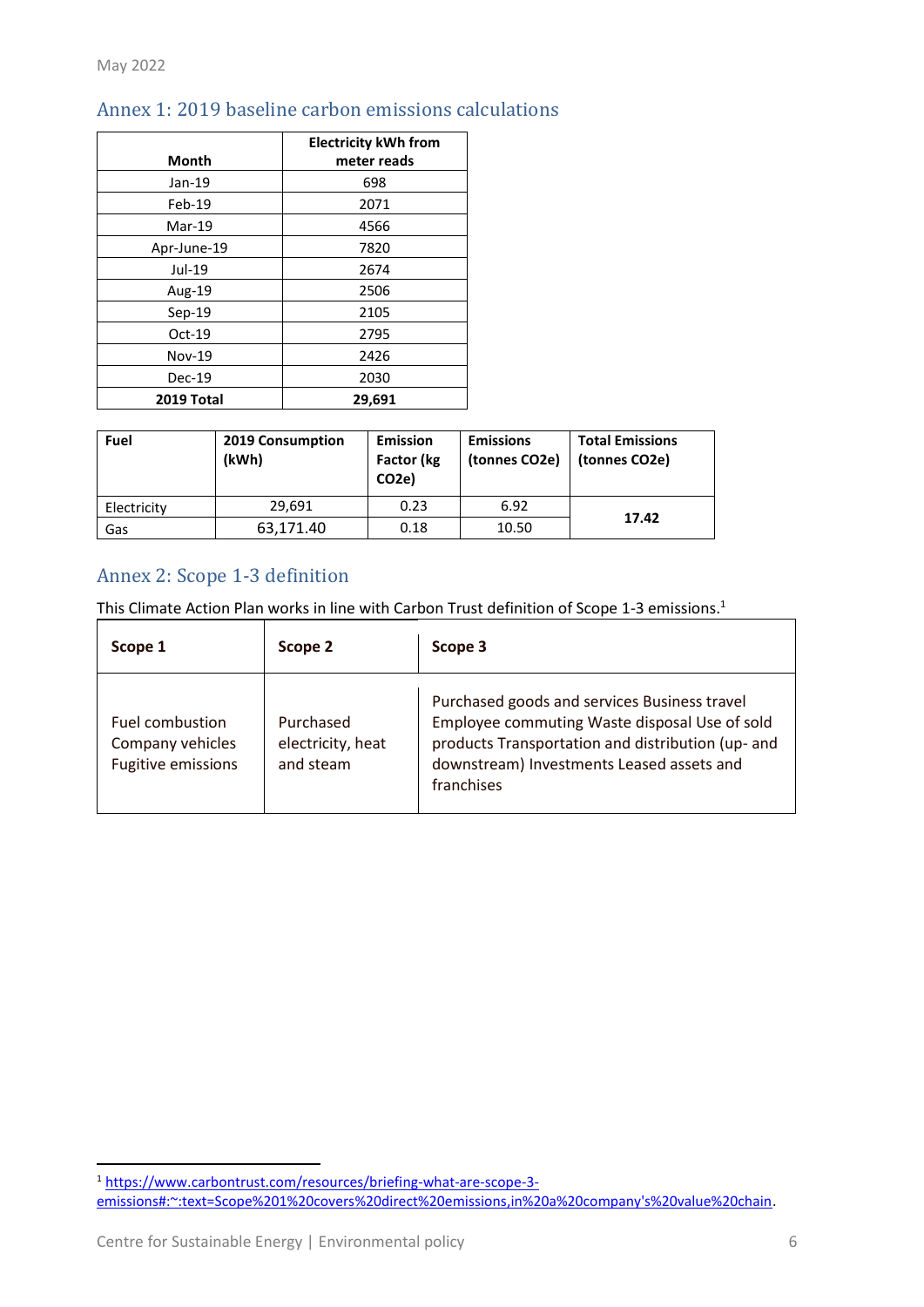## Annex 1: 2019 baseline carbon emissions calculations

| Month | Electricity kWh from meter reads |
|---|---|
| Jan-19 | 698 |
| Feb-19 | 2071 |
| Mar-19 | 4566 |
| Apr-June-19 | 7820 |
| Jul-19 | 2674 |
| Aug-19 | 2506 |
| Sep-19 | 2105 |
| Oct-19 | 2795 |
| Nov-19 | 2426 |
| Dec-19 | 2030 |
| **2019 Total** | **29,691** |

| Fuel | 2019 Consumption (kWh) | Emission Factor (kg CO2e) | Emissions (tonnes CO2e) | Total Emissions (tonnes CO2e) |
|---|---|---|---|---|
| Electricity | 29,691 | 0.23 | 6.92 | **17.42** |
| Gas | 63,171.40 | 0.18 | 10.50 | |

## Annex 2: Scope 1-3 definition

This Climate Action Plan works in line with Carbon Trust definition of Scope 1-3 emissions.[1]

| Scope 1 | Scope 2 | Scope 3 |
|---|---|---|
| Fuel combustion Company vehicles Fugitive emissions | Purchased electricity, heat and steam | Purchased goods and services Business travel Employee commuting Waste disposal Use of sold products Transportation and distribution (up- and downstream) Investments Leased assets and franchises |

[1] https://www.carbontrust.com/resources/briefing-what-are-scope-3-emissions#:~:text=Scope%201%20covers%20direct%20emissions,in%20a%20company's%20value%20chain.